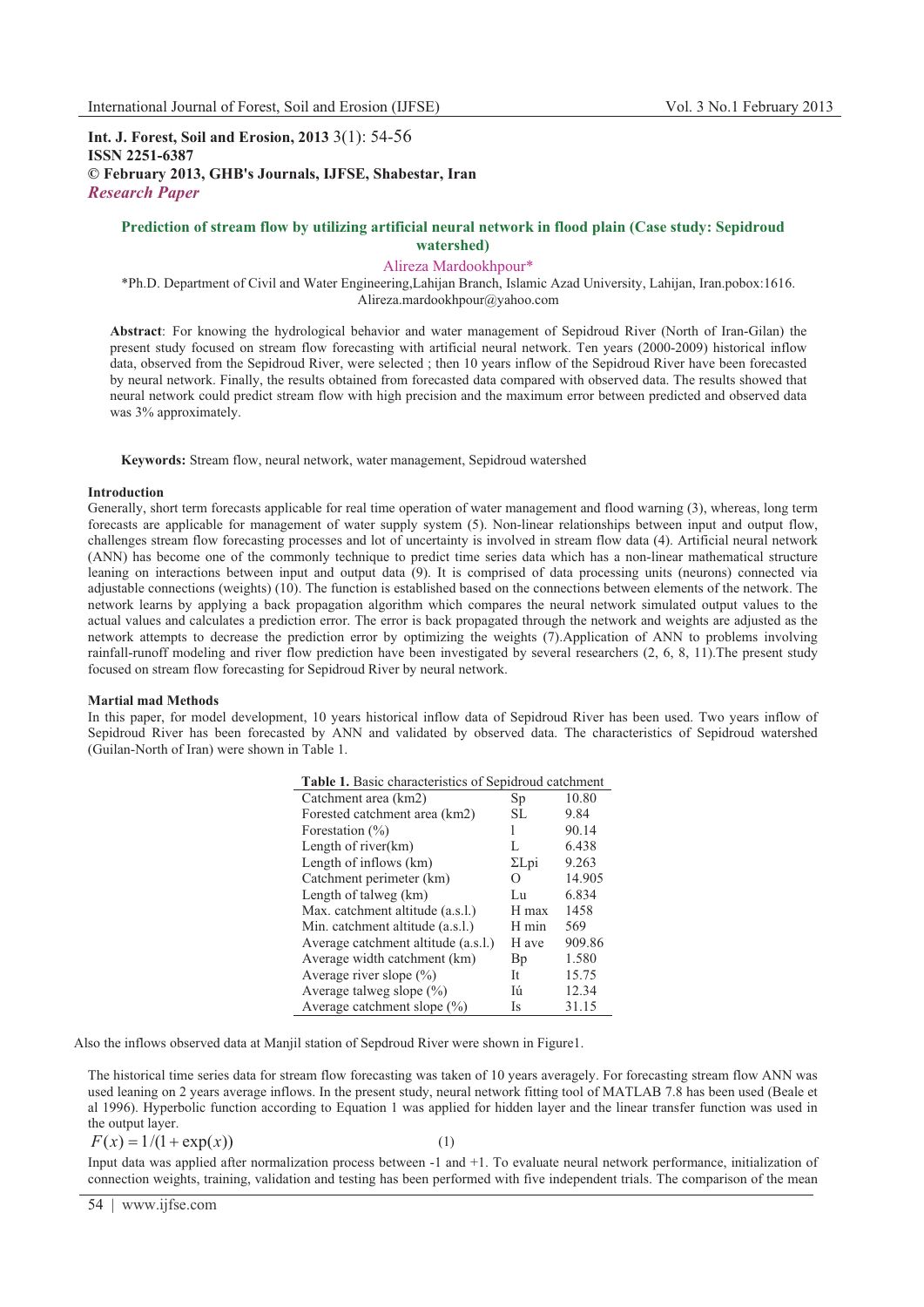**Int. J. Forest, Soil and Erosion, 2013** 3(1): 54-56
**ISSN 2251-6387**
**© February 2013, GHB's Journals, IJFSE, Shabestar, Iran**
***Research Paper***

## Prediction of stream flow by utilizing artificial neural network in flood plain (Case study: Sepidroud watershed)

Alireza Mardookhpour*

*Ph.D. Department of Civil and Water Engineering,Lahijan Branch, Islamic Azad University, Lahijan, Iran.pobox:1616. Alireza.mardookhpour@yahoo.com

**Abstract**: For knowing the hydrological behavior and water management of Sepidroud River (North of Iran-Gilan) the present study focused on stream flow forecasting with artificial neural network. Ten years (2000-2009) historical inflow data, observed from the Sepidroud River, were selected ; then 10 years inflow of the Sepidroud River have been forecasted by neural network. Finally, the results obtained from forecasted data compared with observed data. The results showed that neural network could predict stream flow with high precision and the maximum error between predicted and observed data was 3% approximately.

**Keywords:** Stream flow, neural network, water management, Sepidroud watershed

### Introduction

Generally, short term forecasts applicable for real time operation of water management and flood warning (3), whereas, long term forecasts are applicable for management of water supply system (5). Non-linear relationships between input and output flow, challenges stream flow forecasting processes and lot of uncertainty is involved in stream flow data (4). Artificial neural network (ANN) has become one of the commonly technique to predict time series data which has a non-linear mathematical structure leaning on interactions between input and output data (9). It is comprised of data processing units (neurons) connected via adjustable connections (weights) (10). The function is established based on the connections between elements of the network. The network learns by applying a back propagation algorithm which compares the neural network simulated output values to the actual values and calculates a prediction error. The error is back propagated through the network and weights are adjusted as the network attempts to decrease the prediction error by optimizing the weights (7).Application of ANN to problems involving rainfall-runoff modeling and river flow prediction have been investigated by several researchers (2, 6, 8, 11).The present study focused on stream flow forecasting for Sepidroud River by neural network.

### Martial mad Methods

In this paper, for model development, 10 years historical inflow data of Sepidroud River has been used. Two years inflow of Sepidroud River has been forecasted by ANN and validated by observed data. The characteristics of Sepidroud watershed (Guilan-North of Iran) were shown in Table 1.

**Table 1.** Basic characteristics of Sepidroud catchment

| | | |
|---|---|---|
| Catchment area (km2) | Sp | 10.80 |
| Forested catchment area (km2) | SL | 9.84 |
| Forestation (%) | l | 90.14 |
| Length of river(km) | L | 6.438 |
| Length of inflows (km) | ΣLpi | 9.263 |
| Catchment perimeter (km) | O | 14.905 |
| Length of talweg (km) | Lu | 6.834 |
| Max. catchment altitude (a.s.l.) | H max | 1458 |
| Min. catchment altitude (a.s.l.) | H min | 569 |
| Average catchment altitude (a.s.l.) | H ave | 909.86 |
| Average width catchment (km) | Bp | 1.580 |
| Average river slope (%) | It | 15.75 |
| Average talweg slope (%) | Iú | 12.34 |
| Average catchment slope (%) | Is | 31.15 |

Also the inflows observed data at Manjil station of Sepdroud River were shown in Figure1.

The historical time series data for stream flow forecasting was taken of 10 years averagely. For forecasting stream flow ANN was used leaning on 2 years average inflows. In the present study, neural network fitting tool of MATLAB 7.8 has been used (Beale et al 1996). Hyperbolic function according to Equation 1 was applied for hidden layer and the linear transfer function was used in the output layer.

$$F(x) = 1/(1 + \exp(x)) \qquad (1)$$

Input data was applied after normalization process between -1 and +1. To evaluate neural network performance, initialization of connection weights, training, validation and testing has been performed with five independent trials. The comparison of the mean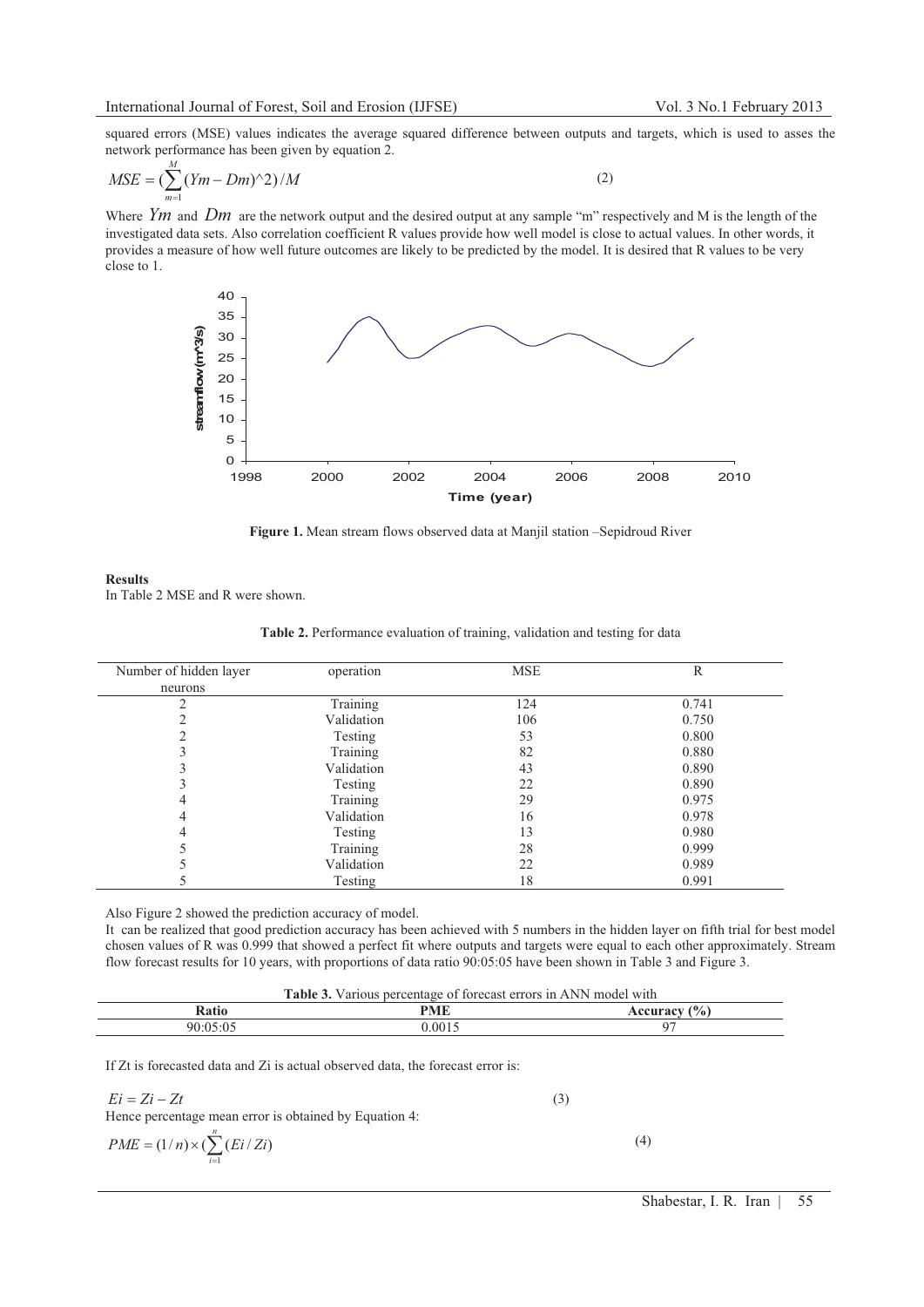squared errors (MSE) values indicates the average squared difference between outputs and targets, which is used to asses the network performance has been given by equation 2.

$$MSE = (\sum_{m=1}^{M}(Ym - Dm)^2)/M \quad (2)$$

Where $Ym$ and $Dm$ are the network output and the desired output at any sample "m" respectively and M is the length of the investigated data sets. Also correlation coefficient R values provide how well model is close to actual values. In other words, it provides a measure of how well future outcomes are likely to be predicted by the model. It is desired that R values to be very close to 1.

**Figure 1.** Mean stream flows observed data at Manjil station –Sepidroud River

**Results**

In Table 2 MSE and R were shown.

**Table 2.** Performance evaluation of training, validation and testing for data

| Number of hidden layer neurons | operation | MSE | R |
|---|---|---|---|
| 2 | Training | 124 | 0.741 |
| 2 | Validation | 106 | 0.750 |
| 2 | Testing | 53 | 0.800 |
| 3 | Training | 82 | 0.880 |
| 3 | Validation | 43 | 0.890 |
| 3 | Testing | 22 | 0.890 |
| 4 | Training | 29 | 0.975 |
| 4 | Validation | 16 | 0.978 |
| 4 | Testing | 13 | 0.980 |
| 5 | Training | 28 | 0.999 |
| 5 | Validation | 22 | 0.989 |
| 5 | Testing | 18 | 0.991 |

Also Figure 2 showed the prediction accuracy of model.

It can be realized that good prediction accuracy has been achieved with 5 numbers in the hidden layer on fifth trial for best model chosen values of R was 0.999 that showed a perfect fit where outputs and targets were equal to each other approximately. Stream flow forecast results for 10 years, with proportions of data ratio 90:05:05 have been shown in Table 3 and Figure 3.

**Table 3.** Various percentage of forecast errors in ANN model with

| Ratio | PME | Accuracy (%) |
|---|---|---|
| 90:05:05 | 0.0015 | 97 |

If Zt is forecasted data and Zi is actual observed data, the forecast error is:

$$Ei = Zi - Zt \quad (3)$$

Hence percentage mean error is obtained by Equation 4:

$$PME = (1/n) \times (\sum_{i=1}^{n}(Ei/Zi)) \quad (4)$$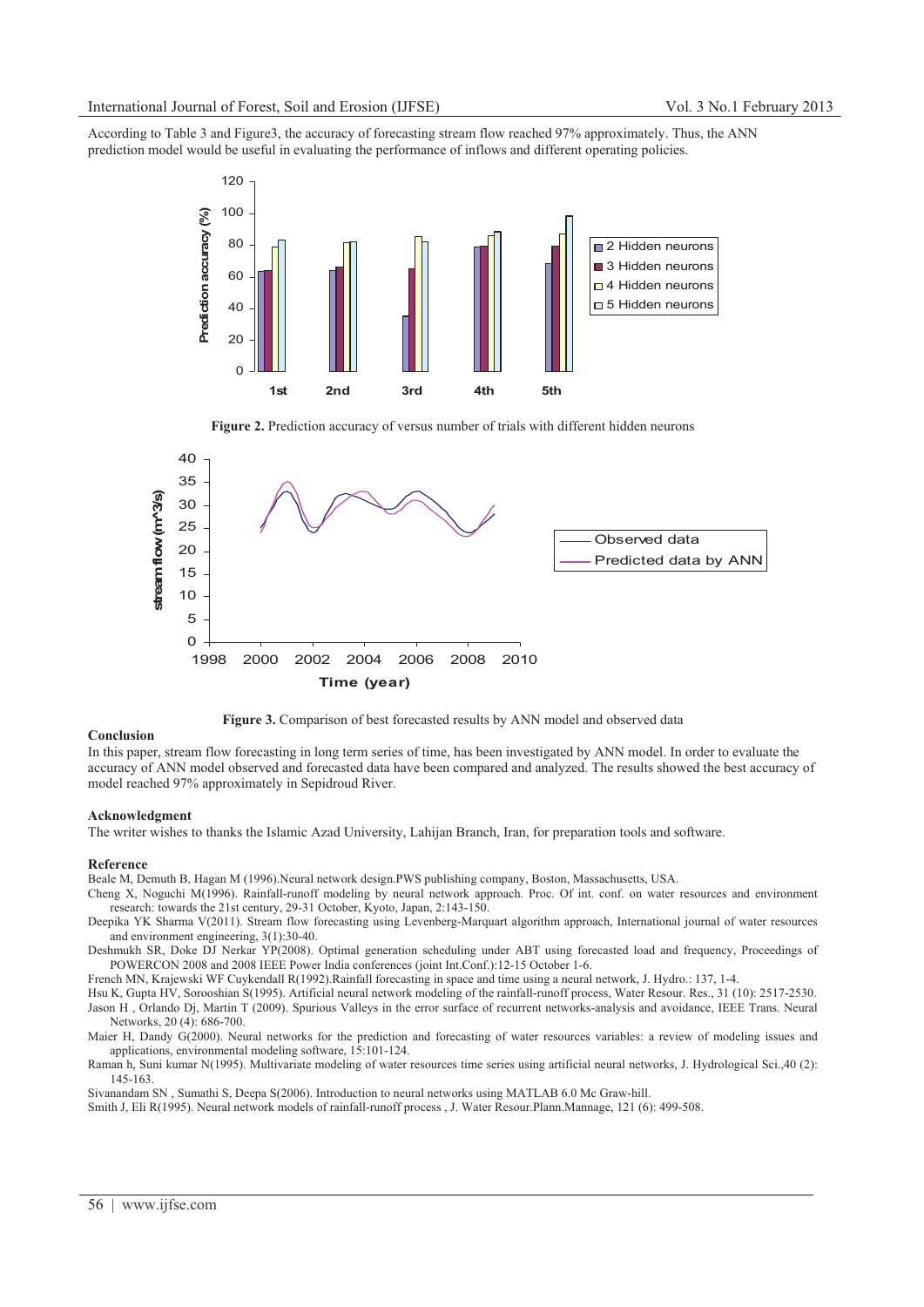According to Table 3 and Figure3, the accuracy of forecasting stream flow reached 97% approximately. Thus, the ANN prediction model would be useful in evaluating the performance of inflows and different operating policies.

Prediction accuracy (%)
120
100
80
60
40
20
0
1st
2nd
3rd
4th
5th
2 Hidden neurons
3 Hidden neurons
4 Hidden neurons
5 Hidden neurons

**Figure 2.** Prediction accuracy of versus number of trials with different hidden neurons

stream flow (m^3/s)
40
35
30
25
20
15
10
5
0
1998
2000
2002
2004
2006
2008
2010
Time (year)
Observed data
Predicted data by ANN

**Figure 3.** Comparison of best forecasted results by ANN model and observed data

## Conclusion

In this paper, stream flow forecasting in long term series of time, has been investigated by ANN model. In order to evaluate the accuracy of ANN model observed and forecasted data have been compared and analyzed. The results showed the best accuracy of model reached 97% approximately in Sepidroud River.

## Acknowledgment

The writer wishes to thanks the Islamic Azad University, Lahijan Branch, Iran, for preparation tools and software.

## Reference

Beale M, Demuth B, Hagan M (1996).Neural network design.PWS publishing company, Boston, Massachusetts, USA.

Cheng X, Noguchi M(1996). Rainfall-runoff modeling by neural network approach. Proc. Of int. conf. on water resources and environment research: towards the 21st century, 29-31 October, Kyoto, Japan, 2:143-150.

Deepika YK Sharma V(2011). Stream flow forecasting using Levenberg-Marquart algorithm approach, International journal of water resources and environment engineering, 3(1):30-40.

Deshmukh SR, Doke DJ Nerkar YP(2008). Optimal generation scheduling under ABT using forecasted load and frequency, Proceedings of POWERCON 2008 and 2008 IEEE Power India conferences (joint Int.Conf.):12-15 October 1-6.

French MN, Krajewski WF Cuykendall R(1992).Rainfall forecasting in space and time using a neural network, J. Hydro.: 137, 1-4.

Hsu K, Gupta HV, Sorooshian S(1995). Artificial neural network modeling of the rainfall-runoff process, Water Resour. Res., 31 (10): 2517-2530.

Jason H , Orlando Dj, Martin T (2009). Spurious Valleys in the error surface of recurrent networks-analysis and avoidance, IEEE Trans. Neural Networks, 20 (4): 686-700.

Maier H, Dandy G(2000). Neural networks for the prediction and forecasting of water resources variables: a review of modeling issues and applications, environmental modeling software, 15:101-124.

Raman h, Suni kumar N(1995). Multivariate modeling of water resources time series using artificial neural networks, J. Hydrological Sci.,40 (2): 145-163.

Sivanandam SN , Sumathi S, Deepa S(2006). Introduction to neural networks using MATLAB 6.0 Mc Graw-hill.

Smith J, Eli R(1995). Neural network models of rainfall-runoff process , J. Water Resour.Plann.Mannage, 121 (6): 499-508.